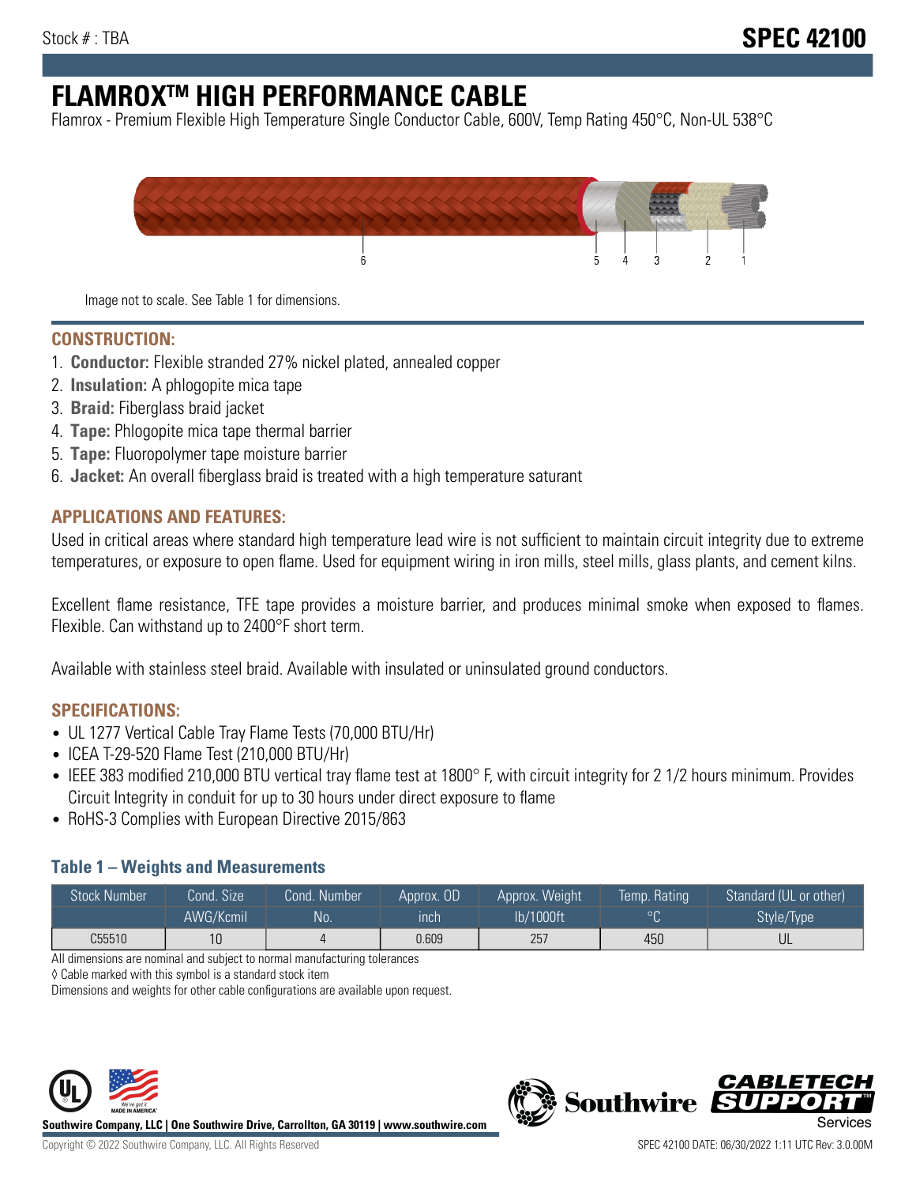Stock # : TBA

# SPEC 42100

# FLAMROX™ HIGH PERFORMANCE CABLE

Flamrox - Premium Flexible High Temperature Single Conductor Cable, 600V, Temp Rating 450°C, Non-UL 538°C

6 5 4 3 2 1

Image not to scale. See Table 1 for dimensions.

## CONSTRUCTION:

1. **Conductor:** Flexible stranded 27% nickel plated, annealed copper
2. **Insulation:** A phlogopite mica tape
3. **Braid:** Fiberglass braid jacket
4. **Tape:** Phlogopite mica tape thermal barrier
5. **Tape:** Fluoropolymer tape moisture barrier
6. **Jacket:** An overall fiberglass braid is treated with a high temperature saturant

## APPLICATIONS AND FEATURES:

Used in critical areas where standard high temperature lead wire is not sufficient to maintain circuit integrity due to extreme temperatures, or exposure to open flame. Used for equipment wiring in iron mills, steel mills, glass plants, and cement kilns.

Excellent flame resistance, TFE tape provides a moisture barrier, and produces minimal smoke when exposed to flames. Flexible. Can withstand up to 2400°F short term.

Available with stainless steel braid. Available with insulated or uninsulated ground conductors.

## SPECIFICATIONS:

- UL 1277 Vertical Cable Tray Flame Tests (70,000 BTU/Hr)
- ICEA T-29-520 Flame Test (210,000 BTU/Hr)
- IEEE 383 modified 210,000 BTU vertical tray flame test at 1800° F, with circuit integrity for 2 1/2 hours minimum. Provides Circuit Integrity in conduit for up to 30 hours under direct exposure to flame
- RoHS-3 Complies with European Directive 2015/863

### Table 1 – Weights and Measurements

| Stock Number | Cond. Size | Cond. Number | Approx. OD | Approx. Weight | Temp. Rating | Standard (UL or other) |
|---|---|---|---|---|---|---|
| | AWG/Kcmil | No. | inch | lb/1000ft | °C | Style/Type |
| C55510 | 10 | 4 | 0.609 | 257 | 450 | UL |

All dimensions are nominal and subject to normal manufacturing tolerances

◊ Cable marked with this symbol is a standard stock item

Dimensions and weights for other cable configurations are available upon request.

**Southwire Company, LLC | One Southwire Drive, Carrollton, GA 30119 | www.southwire.com**

Copyright © 2022 Southwire Company, LLC. All Rights Reserved

SPEC 42100 DATE: 06/30/2022 1:11 UTC Rev: 3.0.00M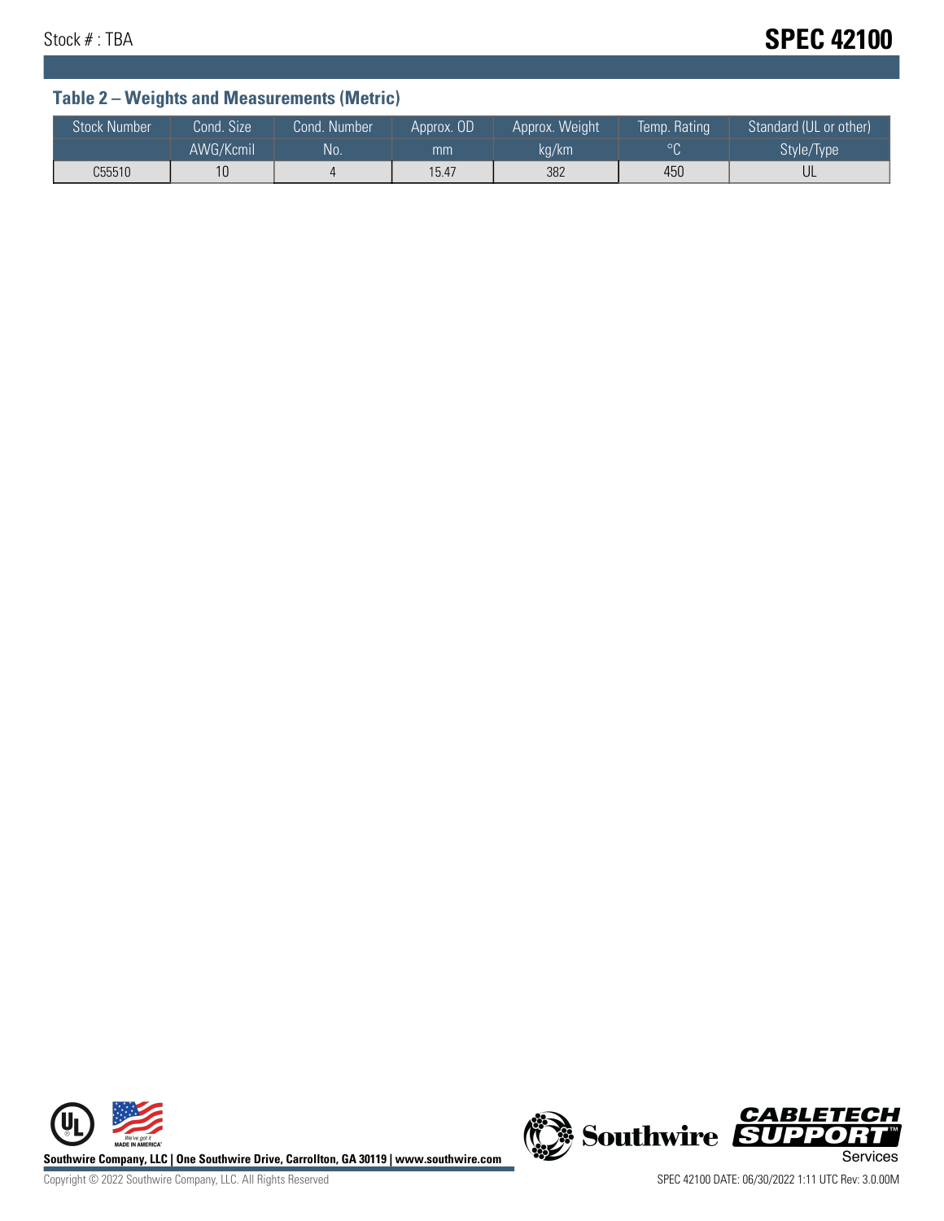## Table 2 – Weights and Measurements (Metric)

| Stock Number | Cond. Size | Cond. Number | Approx. OD | Approx. Weight | Temp. Rating | Standard (UL or other) |
|---|---|---|---|---|---|---|
| | AWG/Kcmil | No. | mm | kg/km | °C | Style/Type |
| C55510 | 10 | 4 | 15.47 | 382 | 450 | UL |